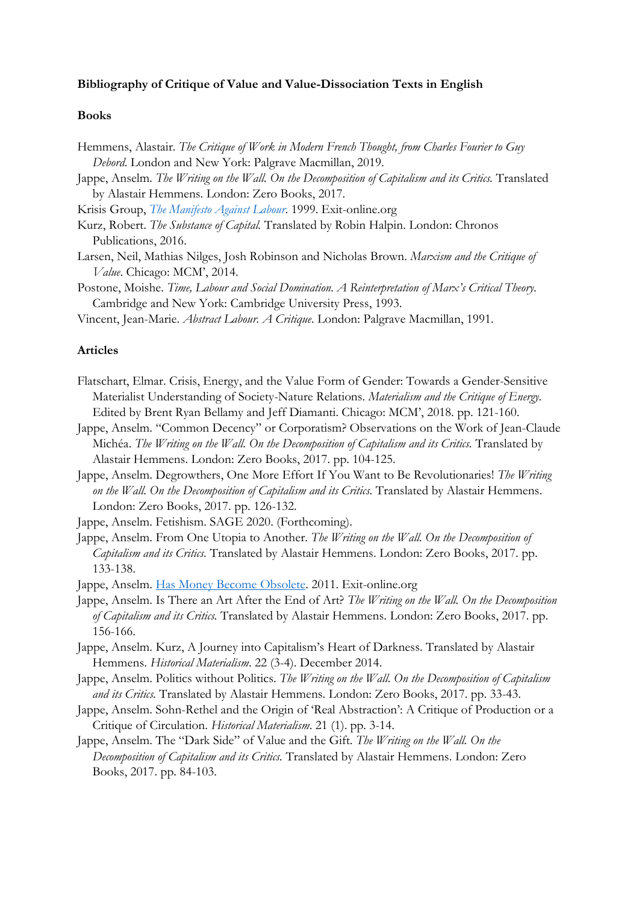**Bibliography of Critique of Value and Value-Dissociation Texts in English**

**Books**

Hemmens, Alastair. *The Critique of Work in Modern French Thought, from Charles Fourier to Guy Debord*. London and New York: Palgrave Macmillan, 2019.

Jappe, Anselm. *The Writing on the Wall. On the Decomposition of Capitalism and its Critics.* Translated by Alastair Hemmens. London: Zero Books, 2017.

Krisis Group, *The Manifesto Against Labour*. 1999. Exit-online.org

Kurz, Robert. *The Substance of Capital.* Translated by Robin Halpin. London: Chronos Publications, 2016.

Larsen, Neil, Mathias Nilges, Josh Robinson and Nicholas Brown. *Marxism and the Critique of Value*. Chicago: MCM', 2014.

Postone, Moishe. *Time, Labour and Social Domination. A Reinterpretation of Marx's Critical Theory.* Cambridge and New York: Cambridge University Press, 1993.

Vincent, Jean-Marie. *Abstract Labour. A Critique*. London: Palgrave Macmillan, 1991.

**Articles**

Flatschart, Elmar. Crisis, Energy, and the Value Form of Gender: Towards a Gender-Sensitive Materialist Understanding of Society-Nature Relations. *Materialism and the Critique of Energy*. Edited by Brent Ryan Bellamy and Jeff Diamanti. Chicago: MCM', 2018. pp. 121-160.

Jappe, Anselm. "Common Decency" or Corporatism? Observations on the Work of Jean-Claude Michéa. *The Writing on the Wall. On the Decomposition of Capitalism and its Critics.* Translated by Alastair Hemmens. London: Zero Books, 2017. pp. 104-125.

Jappe, Anselm. Degrowthers, One More Effort If You Want to Be Revolutionaries! *The Writing on the Wall. On the Decomposition of Capitalism and its Critics.* Translated by Alastair Hemmens. London: Zero Books, 2017. pp. 126-132.

Jappe, Anselm. Fetishism. SAGE 2020. (Forthcoming).

Jappe, Anselm. From One Utopia to Another. *The Writing on the Wall. On the Decomposition of Capitalism and its Critics.* Translated by Alastair Hemmens. London: Zero Books, 2017. pp. 133-138.

Jappe, Anselm. Has Money Become Obsolete. 2011. Exit-online.org

Jappe, Anselm. Is There an Art After the End of Art? *The Writing on the Wall. On the Decomposition of Capitalism and its Critics.* Translated by Alastair Hemmens. London: Zero Books, 2017. pp. 156-166.

Jappe, Anselm. Kurz, A Journey into Capitalism's Heart of Darkness. Translated by Alastair Hemmens. *Historical Materialism*. 22 (3-4). December 2014.

Jappe, Anselm. Politics without Politics. *The Writing on the Wall. On the Decomposition of Capitalism and its Critics.* Translated by Alastair Hemmens. London: Zero Books, 2017. pp. 33-43.

Jappe, Anselm. Sohn-Rethel and the Origin of 'Real Abstraction': A Critique of Production or a Critique of Circulation. *Historical Materialism*. 21 (1). pp. 3-14.

Jappe, Anselm. The "Dark Side" of Value and the Gift. *The Writing on the Wall. On the Decomposition of Capitalism and its Critics.* Translated by Alastair Hemmens. London: Zero Books, 2017. pp. 84-103.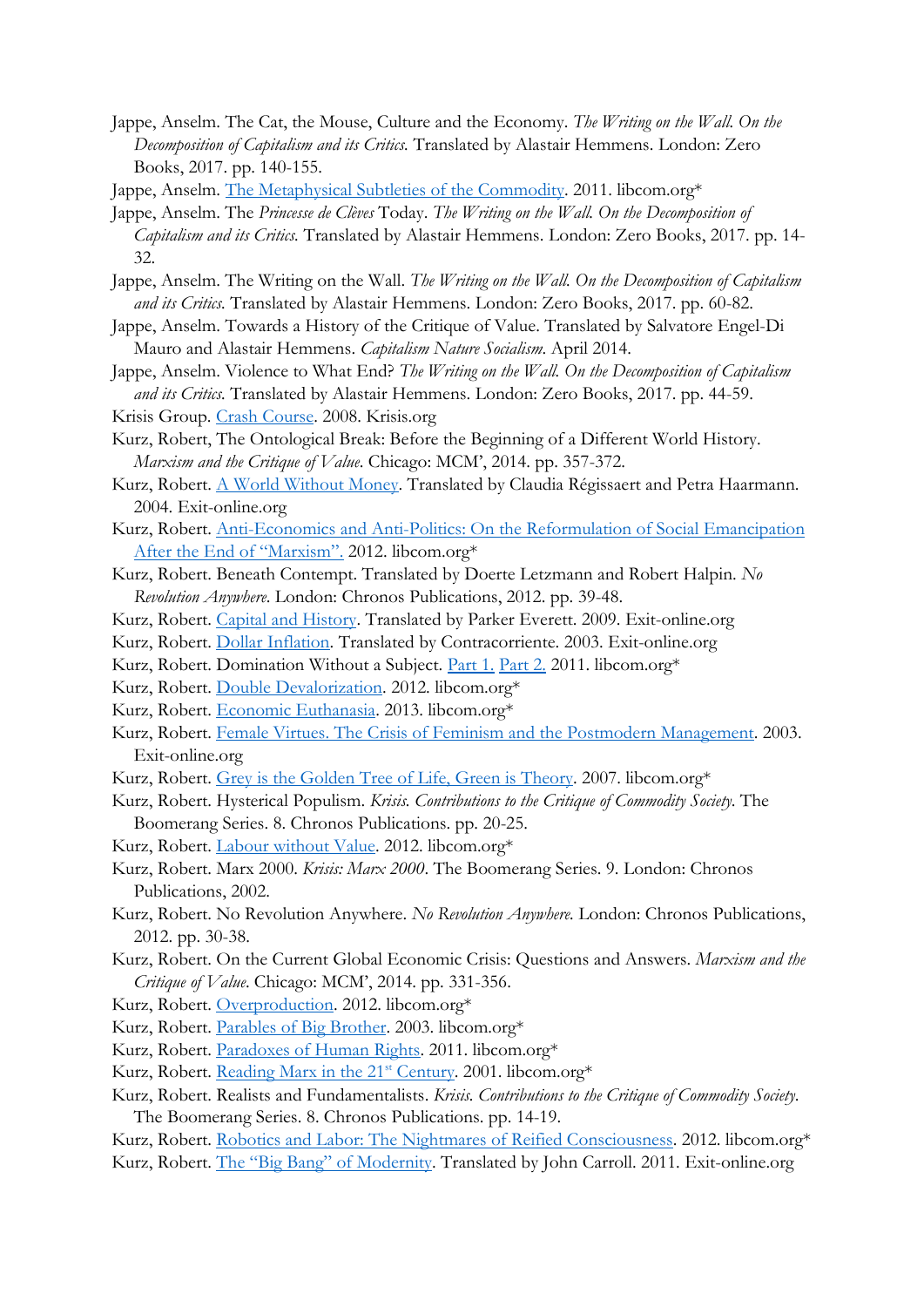Jappe, Anselm. The Cat, the Mouse, Culture and the Economy. *The Writing on the Wall. On the Decomposition of Capitalism and its Critics.* Translated by Alastair Hemmens. London: Zero Books, 2017. pp. 140-155.

Jappe, Anselm. The Metaphysical Subtleties of the Commodity. 2011. libcom.org*

Jappe, Anselm. The *Princesse de Clèves* Today. *The Writing on the Wall. On the Decomposition of Capitalism and its Critics.* Translated by Alastair Hemmens. London: Zero Books, 2017. pp. 14-32.

Jappe, Anselm. The Writing on the Wall. *The Writing on the Wall. On the Decomposition of Capitalism and its Critics.* Translated by Alastair Hemmens. London: Zero Books, 2017. pp. 60-82.

Jappe, Anselm. Towards a History of the Critique of Value. Translated by Salvatore Engel-Di Mauro and Alastair Hemmens. *Capitalism Nature Socialism.* April 2014.

Jappe, Anselm. Violence to What End? *The Writing on the Wall. On the Decomposition of Capitalism and its Critics.* Translated by Alastair Hemmens. London: Zero Books, 2017. pp. 44-59.

Krisis Group. Crash Course. 2008. Krisis.org

Kurz, Robert, The Ontological Break: Before the Beginning of a Different World History. *Marxism and the Critique of Value*. Chicago: MCM', 2014. pp. 357-372.

Kurz, Robert. A World Without Money. Translated by Claudia Régissaert and Petra Haarmann. 2004. Exit-online.org

Kurz, Robert. Anti-Economics and Anti-Politics: On the Reformulation of Social Emancipation After the End of "Marxism". 2012. libcom.org*

Kurz, Robert. Beneath Contempt. Translated by Doerte Letzmann and Robert Halpin. *No Revolution Anywhere*. London: Chronos Publications, 2012. pp. 39-48.

Kurz, Robert. Capital and History. Translated by Parker Everett. 2009. Exit-online.org

Kurz, Robert. Dollar Inflation. Translated by Contracorriente. 2003. Exit-online.org

Kurz, Robert. Domination Without a Subject. Part 1. Part 2. 2011. libcom.org*

Kurz, Robert. Double Devalorization. 2012. libcom.org*

Kurz, Robert. Economic Euthanasia. 2013. libcom.org*

Kurz, Robert. Female Virtues. The Crisis of Feminism and the Postmodern Management. 2003. Exit-online.org

Kurz, Robert. Grey is the Golden Tree of Life, Green is Theory. 2007. libcom.org*

Kurz, Robert. Hysterical Populism. *Krisis. Contributions to the Critique of Commodity Society.* The Boomerang Series. 8. Chronos Publications. pp. 20-25.

Kurz, Robert. Labour without Value. 2012. libcom.org*

Kurz, Robert. Marx 2000. *Krisis: Marx 2000*. The Boomerang Series. 9. London: Chronos Publications, 2002.

Kurz, Robert. No Revolution Anywhere. *No Revolution Anywhere.* London: Chronos Publications, 2012. pp. 30-38.

Kurz, Robert. On the Current Global Economic Crisis: Questions and Answers. *Marxism and the Critique of Value.* Chicago: MCM', 2014. pp. 331-356.

Kurz, Robert. Overproduction. 2012. libcom.org*

Kurz, Robert. Parables of Big Brother. 2003. libcom.org*

Kurz, Robert. Paradoxes of Human Rights. 2011. libcom.org*

Kurz, Robert. Reading Marx in the 21st Century. 2001. libcom.org*

Kurz, Robert. Realists and Fundamentalists. *Krisis. Contributions to the Critique of Commodity Society.* The Boomerang Series. 8. Chronos Publications. pp. 14-19.

Kurz, Robert. Robotics and Labor: The Nightmares of Reified Consciousness. 2012. libcom.org*

Kurz, Robert. The "Big Bang" of Modernity. Translated by John Carroll. 2011. Exit-online.org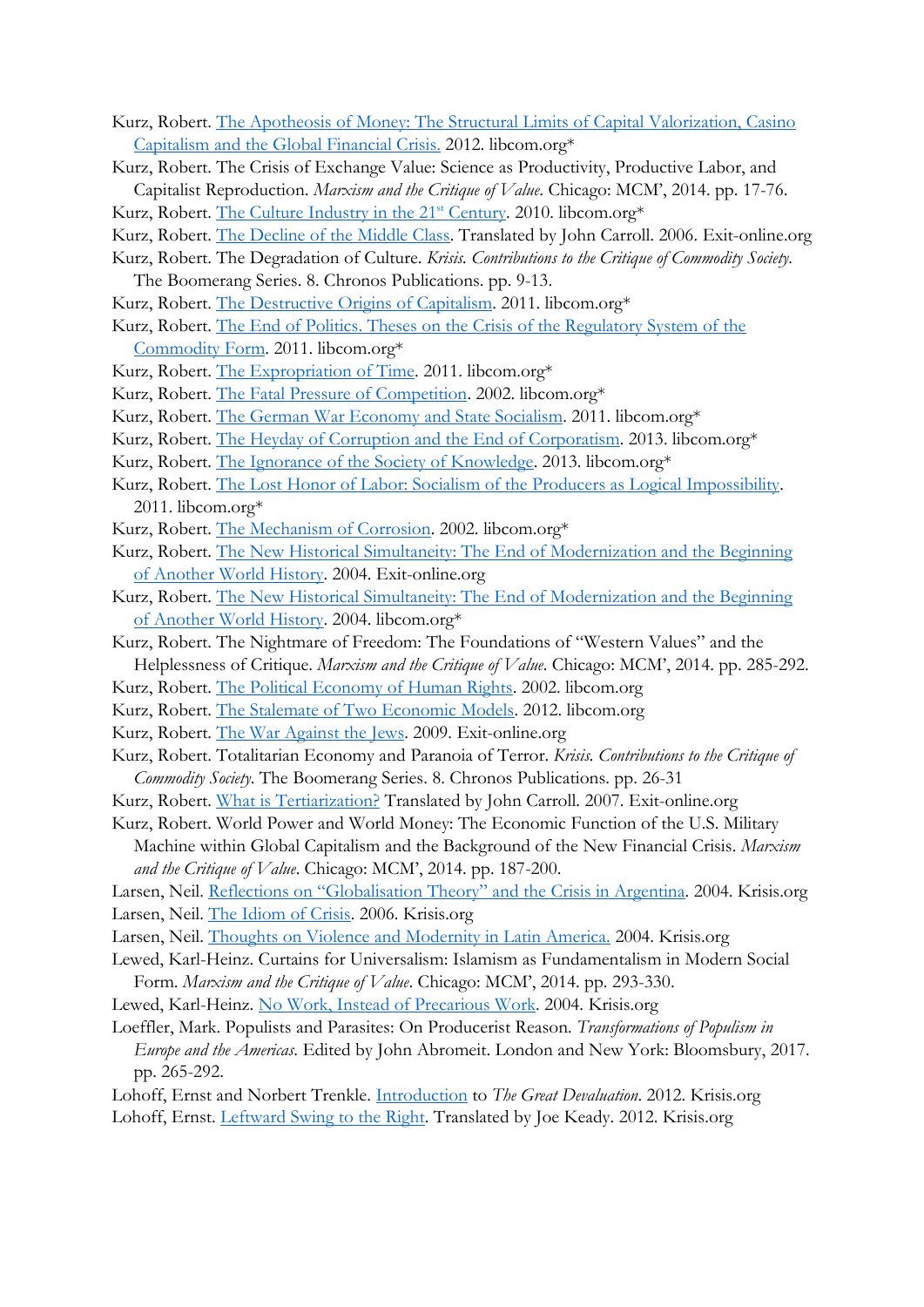Kurz, Robert. The Apotheosis of Money: The Structural Limits of Capital Valorization, Casino Capitalism and the Global Financial Crisis. 2012. libcom.org*

Kurz, Robert. The Crisis of Exchange Value: Science as Productivity, Productive Labor, and Capitalist Reproduction. *Marxism and the Critique of Value*. Chicago: MCM', 2014. pp. 17-76.

Kurz, Robert. The Culture Industry in the 21st Century. 2010. libcom.org*

Kurz, Robert. The Decline of the Middle Class. Translated by John Carroll. 2006. Exit-online.org

Kurz, Robert. The Degradation of Culture. *Krisis. Contributions to the Critique of Commodity Society*. The Boomerang Series. 8. Chronos Publications. pp. 9-13.

Kurz, Robert. The Destructive Origins of Capitalism. 2011. libcom.org*

Kurz, Robert. The End of Politics. Theses on the Crisis of the Regulatory System of the Commodity Form. 2011. libcom.org*

Kurz, Robert. The Expropriation of Time. 2011. libcom.org*

Kurz, Robert. The Fatal Pressure of Competition. 2002. libcom.org*

Kurz, Robert. The German War Economy and State Socialism. 2011. libcom.org*

Kurz, Robert. The Heyday of Corruption and the End of Corporatism. 2013. libcom.org*

Kurz, Robert. The Ignorance of the Society of Knowledge. 2013. libcom.org*

Kurz, Robert. The Lost Honor of Labor: Socialism of the Producers as Logical Impossibility. 2011. libcom.org*

Kurz, Robert. The Mechanism of Corrosion. 2002. libcom.org*

Kurz, Robert. The New Historical Simultaneity: The End of Modernization and the Beginning of Another World History. 2004. Exit-online.org

Kurz, Robert. The New Historical Simultaneity: The End of Modernization and the Beginning of Another World History. 2004. libcom.org*

Kurz, Robert. The Nightmare of Freedom: The Foundations of "Western Values" and the Helplessness of Critique. *Marxism and the Critique of Value*. Chicago: MCM', 2014. pp. 285-292.

Kurz, Robert. The Political Economy of Human Rights. 2002. libcom.org

Kurz, Robert. The Stalemate of Two Economic Models. 2012. libcom.org

Kurz, Robert. The War Against the Jews. 2009. Exit-online.org

Kurz, Robert. Totalitarian Economy and Paranoia of Terror. *Krisis. Contributions to the Critique of Commodity Society*. The Boomerang Series. 8. Chronos Publications. pp. 26-31

Kurz, Robert. What is Tertiarization? Translated by John Carroll. 2007. Exit-online.org

Kurz, Robert. World Power and World Money: The Economic Function of the U.S. Military Machine within Global Capitalism and the Background of the New Financial Crisis. *Marxism and the Critique of Value*. Chicago: MCM', 2014. pp. 187-200.

Larsen, Neil. Reflections on "Globalisation Theory" and the Crisis in Argentina. 2004. Krisis.org

Larsen, Neil. The Idiom of Crisis. 2006. Krisis.org

Larsen, Neil. Thoughts on Violence and Modernity in Latin America. 2004. Krisis.org

Lewed, Karl-Heinz. Curtains for Universalism: Islamism as Fundamentalism in Modern Social Form. *Marxism and the Critique of Value*. Chicago: MCM', 2014. pp. 293-330.

Lewed, Karl-Heinz. No Work, Instead of Precarious Work. 2004. Krisis.org

Loeffler, Mark. Populists and Parasites: On Producerist Reason. *Transformations of Populism in Europe and the Americas*. Edited by John Abromeit. London and New York: Bloomsbury, 2017. pp. 265-292.

Lohoff, Ernst and Norbert Trenkle. Introduction to *The Great Devaluation*. 2012. Krisis.org

Lohoff, Ernst. Leftward Swing to the Right. Translated by Joe Keady. 2012. Krisis.org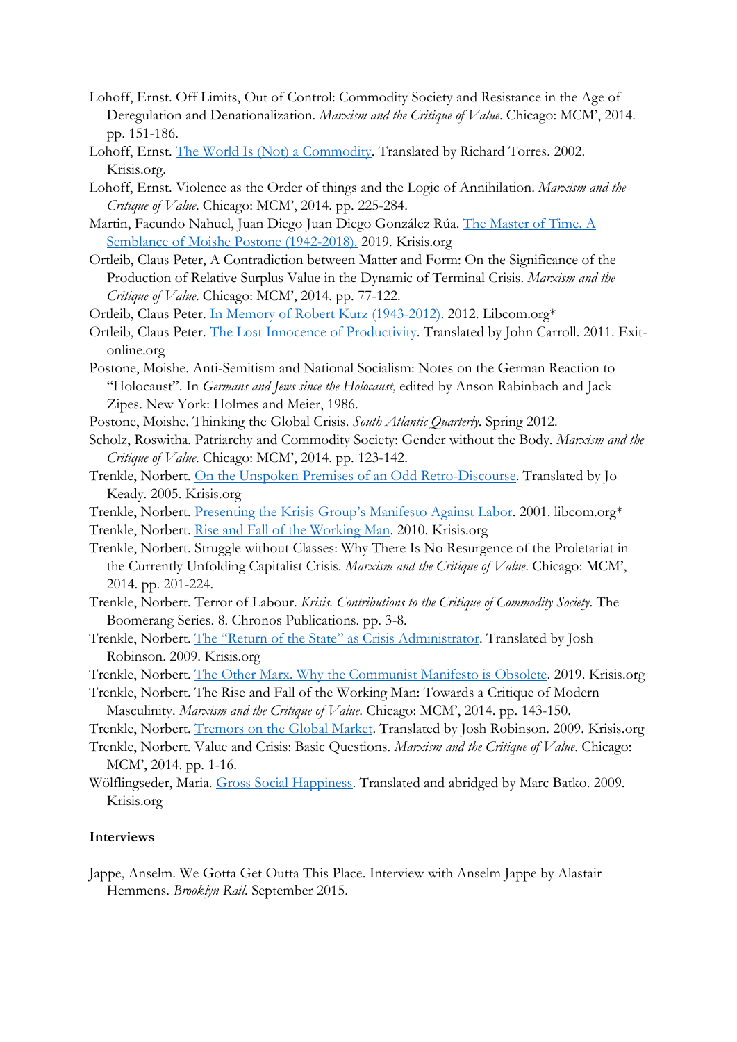Lohoff, Ernst. Off Limits, Out of Control: Commodity Society and Resistance in the Age of Deregulation and Denationalization. *Marxism and the Critique of Value*. Chicago: MCM', 2014. pp. 151-186.

Lohoff, Ernst. The World Is (Not) a Commodity. Translated by Richard Torres. 2002. Krisis.org.

Lohoff, Ernst. Violence as the Order of things and the Logic of Annihilation. *Marxism and the Critique of Value*. Chicago: MCM', 2014. pp. 225-284.

Martin, Facundo Nahuel, Juan Diego Juan Diego González Rúa. The Master of Time. A Semblance of Moishe Postone (1942-2018). 2019. Krisis.org

Ortleib, Claus Peter, A Contradiction between Matter and Form: On the Significance of the Production of Relative Surplus Value in the Dynamic of Terminal Crisis. *Marxism and the Critique of Value*. Chicago: MCM', 2014. pp. 77-122.

Ortleib, Claus Peter. In Memory of Robert Kurz (1943-2012). 2012. Libcom.org*

Ortleib, Claus Peter. The Lost Innocence of Productivity. Translated by John Carroll. 2011. Exit-online.org

Postone, Moishe. Anti-Semitism and National Socialism: Notes on the German Reaction to "Holocaust". In *Germans and Jews since the Holocaust*, edited by Anson Rabinbach and Jack Zipes. New York: Holmes and Meier, 1986.

Postone, Moishe. Thinking the Global Crisis. *South Atlantic Quarterly*. Spring 2012.

Scholz, Roswitha. Patriarchy and Commodity Society: Gender without the Body. *Marxism and the Critique of Value*. Chicago: MCM', 2014. pp. 123-142.

Trenkle, Norbert. On the Unspoken Premises of an Odd Retro-Discourse. Translated by Jo Keady. 2005. Krisis.org

Trenkle, Norbert. Presenting the Krisis Group's Manifesto Against Labor. 2001. libcom.org*

Trenkle, Norbert. Rise and Fall of the Working Man. 2010. Krisis.org

Trenkle, Norbert. Struggle without Classes: Why There Is No Resurgence of the Proletariat in the Currently Unfolding Capitalist Crisis. *Marxism and the Critique of Value*. Chicago: MCM', 2014. pp. 201-224.

Trenkle, Norbert. Terror of Labour. *Krisis. Contributions to the Critique of Commodity Society*. The Boomerang Series. 8. Chronos Publications. pp. 3-8.

Trenkle, Norbert. The "Return of the State" as Crisis Administrator. Translated by Josh Robinson. 2009. Krisis.org

Trenkle, Norbert. The Other Marx. Why the Communist Manifesto is Obsolete. 2019. Krisis.org

Trenkle, Norbert. The Rise and Fall of the Working Man: Towards a Critique of Modern Masculinity. *Marxism and the Critique of Value*. Chicago: MCM', 2014. pp. 143-150.

Trenkle, Norbert. Tremors on the Global Market. Translated by Josh Robinson. 2009. Krisis.org

Trenkle, Norbert. Value and Crisis: Basic Questions. *Marxism and the Critique of Value*. Chicago: MCM', 2014. pp. 1-16.

Wölflingseder, Maria. Gross Social Happiness. Translated and abridged by Marc Batko. 2009. Krisis.org

**Interviews**

Jappe, Anselm. We Gotta Get Outta This Place. Interview with Anselm Jappe by Alastair Hemmens. *Brooklyn Rail*. September 2015.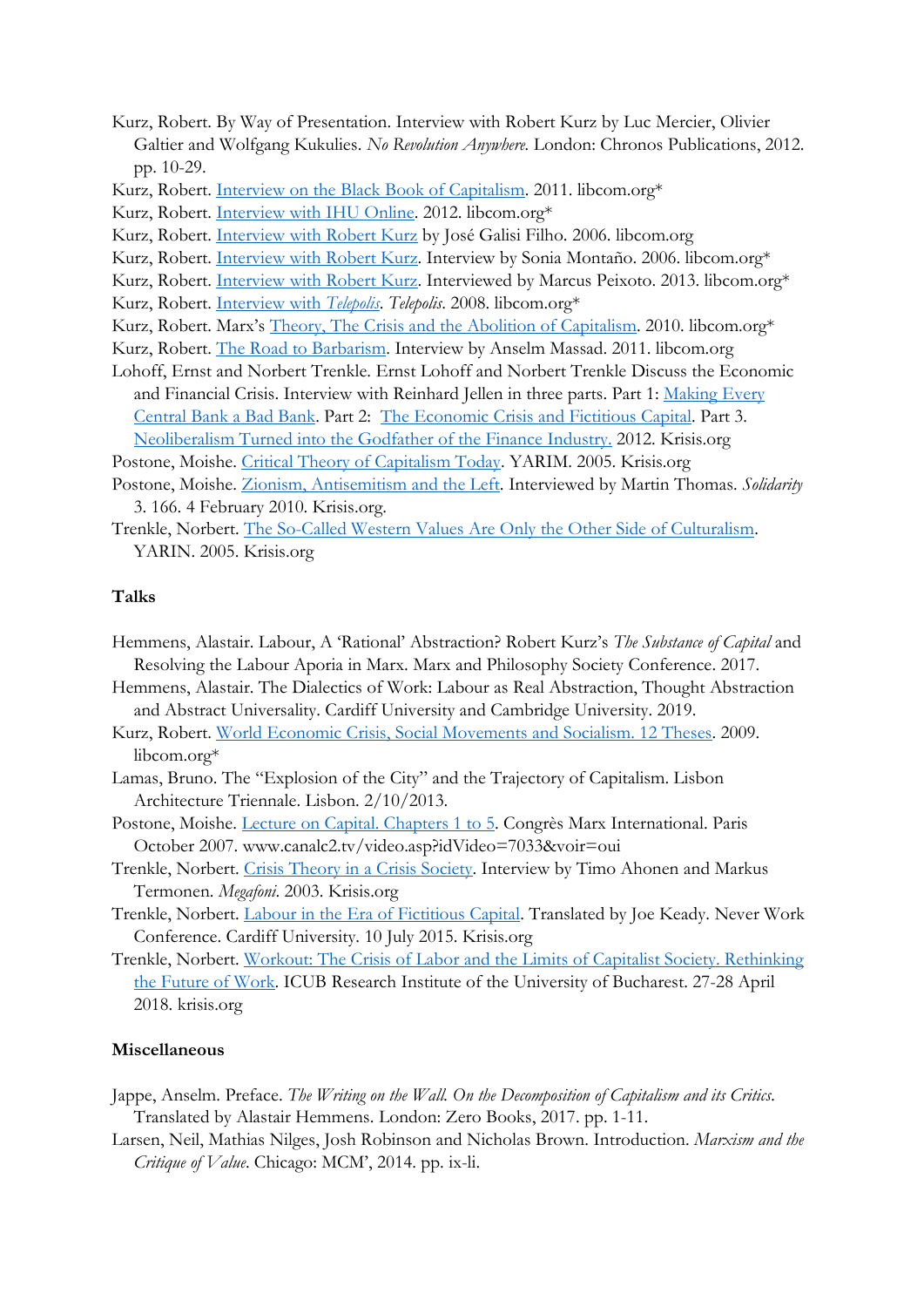Kurz, Robert. By Way of Presentation. Interview with Robert Kurz by Luc Mercier, Olivier Galtier and Wolfgang Kukulies. *No Revolution Anywhere*. London: Chronos Publications, 2012. pp. 10-29.

Kurz, Robert. Interview on the Black Book of Capitalism. 2011. libcom.org*

Kurz, Robert. Interview with IHU Online. 2012. libcom.org*

Kurz, Robert. Interview with Robert Kurz by José Galisi Filho. 2006. libcom.org

Kurz, Robert. Interview with Robert Kurz. Interview by Sonia Montaño. 2006. libcom.org*

Kurz, Robert. Interview with Robert Kurz. Interviewed by Marcus Peixoto. 2013. libcom.org*

Kurz, Robert. Interview with *Telepolis*. *Telepolis*. 2008. libcom.org*

Kurz, Robert. Marx's Theory, The Crisis and the Abolition of Capitalism. 2010. libcom.org*

Kurz, Robert. The Road to Barbarism. Interview by Anselm Massad. 2011. libcom.org

Lohoff, Ernst and Norbert Trenkle. Ernst Lohoff and Norbert Trenkle Discuss the Economic and Financial Crisis. Interview with Reinhard Jellen in three parts. Part 1: Making Every Central Bank a Bad Bank. Part 2: The Economic Crisis and Fictitious Capital. Part 3. Neoliberalism Turned into the Godfather of the Finance Industry. 2012. Krisis.org

Postone, Moishe. Critical Theory of Capitalism Today. YARIM. 2005. Krisis.org

Postone, Moishe. Zionism, Antisemitism and the Left. Interviewed by Martin Thomas. *Solidarity* 3. 166. 4 February 2010. Krisis.org.

Trenkle, Norbert. The So-Called Western Values Are Only the Other Side of Culturalism. YARIN. 2005. Krisis.org

### Talks

Hemmens, Alastair. Labour, A 'Rational' Abstraction? Robert Kurz's *The Substance of Capital* and Resolving the Labour Aporia in Marx. Marx and Philosophy Society Conference. 2017.

Hemmens, Alastair. The Dialectics of Work: Labour as Real Abstraction, Thought Abstraction and Abstract Universality. Cardiff University and Cambridge University. 2019.

Kurz, Robert. World Economic Crisis, Social Movements and Socialism. 12 Theses. 2009. libcom.org*

Lamas, Bruno. The "Explosion of the City" and the Trajectory of Capitalism. Lisbon Architecture Triennale. Lisbon. 2/10/2013.

Postone, Moishe. Lecture on Capital. Chapters 1 to 5. Congrès Marx International. Paris October 2007. www.canalc2.tv/video.asp?idVideo=7033&voir=oui

Trenkle, Norbert. Crisis Theory in a Crisis Society. Interview by Timo Ahonen and Markus Termonen. *Megafoni*. 2003. Krisis.org

Trenkle, Norbert. Labour in the Era of Fictitious Capital. Translated by Joe Keady. Never Work Conference. Cardiff University. 10 July 2015. Krisis.org

Trenkle, Norbert. Workout: The Crisis of Labor and the Limits of Capitalist Society. Rethinking the Future of Work. ICUB Research Institute of the University of Bucharest. 27-28 April 2018. krisis.org

### Miscellaneous

Jappe, Anselm. Preface. *The Writing on the Wall. On the Decomposition of Capitalism and its Critics*. Translated by Alastair Hemmens. London: Zero Books, 2017. pp. 1-11.

Larsen, Neil, Mathias Nilges, Josh Robinson and Nicholas Brown. Introduction. *Marxism and the Critique of Value*. Chicago: MCM', 2014. pp. ix-li.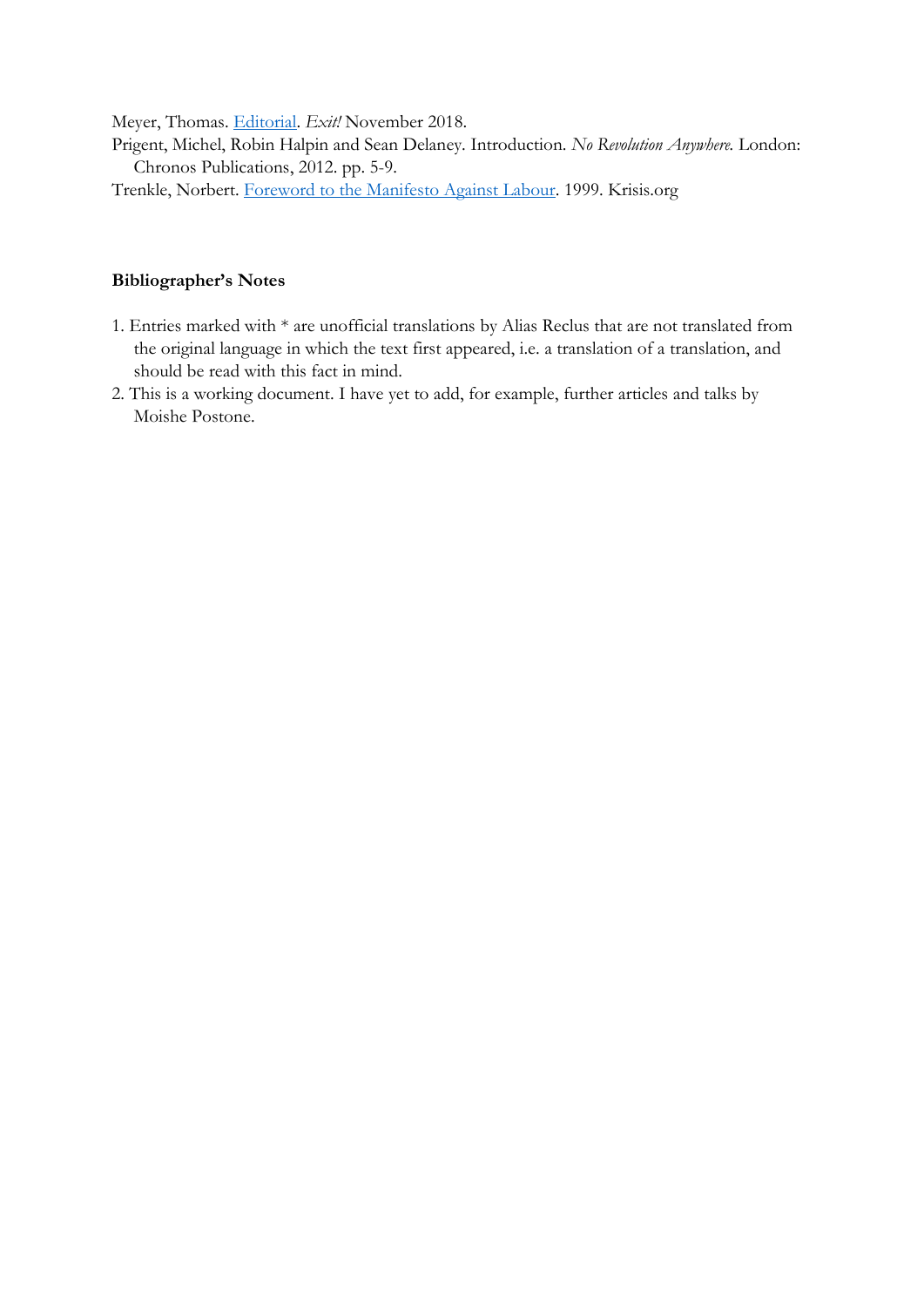Meyer, Thomas. Editorial. *Exit!* November 2018.

Prigent, Michel, Robin Halpin and Sean Delaney. Introduction. *No Revolution Anywhere.* London: Chronos Publications, 2012. pp. 5-9.

Trenkle, Norbert. Foreword to the Manifesto Against Labour. 1999. Krisis.org

### Bibliographer's Notes

1. Entries marked with * are unofficial translations by Alias Reclus that are not translated from the original language in which the text first appeared, i.e. a translation of a translation, and should be read with this fact in mind.
2. This is a working document. I have yet to add, for example, further articles and talks by Moishe Postone.